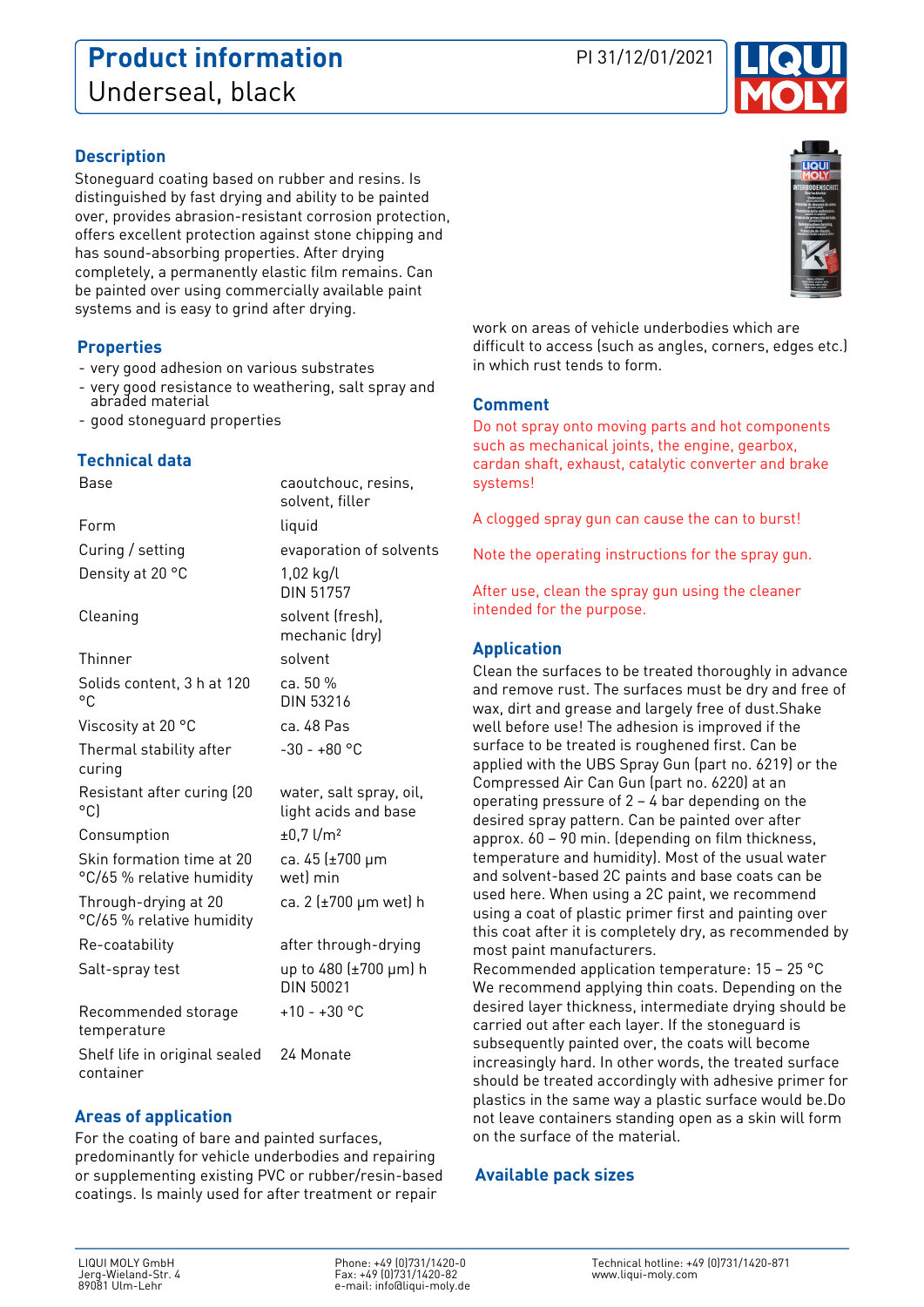# Product information
Underseal, black

PI 31/12/01/2021

## Description

Stoneguard coating based on rubber and resins. Is distinguished by fast drying and ability to be painted over, provides abrasion-resistant corrosion protection, offers excellent protection against stone chipping and has sound-absorbing properties. After drying completely, a permanently elastic film remains. Can be painted over using commercially available paint systems and is easy to grind after drying.

## Properties

- very good adhesion on various substrates
- very good resistance to weathering, salt spray and abraded material
- good stoneguard properties

## Technical data

| | |
|---|---|
| Base | caoutchouc, resins, solvent, filler |
| Form | liquid |
| Curing / setting | evaporation of solvents |
| Density at 20 °C | 1,02 kg/l DIN 51757 |
| Cleaning | solvent (fresh), mechanic (dry) |
| Thinner | solvent |
| Solids content, 3 h at 120 °C | ca. 50 % DIN 53216 |
| Viscosity at 20 °C | ca. 48 Pas |
| Thermal stability after curing | -30 - +80 °C |
| Resistant after curing (20 °C) | water, salt spray, oil, light acids and base |
| Consumption | ±0,7 l/m² |
| Skin formation time at 20 °C/65 % relative humidity | ca. 45 (±700 µm wet) min |
| Through-drying at 20 °C/65 % relative humidity | ca. 2 (±700 µm wet) h |
| Re-coatability | after through-drying |
| Salt-spray test | up to 480 (±700 µm) h DIN 50021 |
| Recommended storage temperature | +10 - +30 °C |
| Shelf life in original sealed container | 24 Monate |

## Areas of application

For the coating of bare and painted surfaces, predominantly for vehicle underbodies and repairing or supplementing existing PVC or rubber/resin-based coatings. Is mainly used for after treatment or repair work on areas of vehicle underbodies which are difficult to access (such as angles, corners, edges etc.) in which rust tends to form.

## Comment

Do not spray onto moving parts and hot components such as mechanical joints, the engine, gearbox, cardan shaft, exhaust, catalytic converter and brake systems!

A clogged spray gun can cause the can to burst!

Note the operating instructions for the spray gun.

After use, clean the spray gun using the cleaner intended for the purpose.

## Application

Clean the surfaces to be treated thoroughly in advance and remove rust. The surfaces must be dry and free of wax, dirt and grease and largely free of dust.Shake well before use! The adhesion is improved if the surface to be treated is roughened first. Can be applied with the UBS Spray Gun (part no. 6219) or the Compressed Air Can Gun (part no. 6220) at an operating pressure of 2 – 4 bar depending on the desired spray pattern. Can be painted over after approx. 60 – 90 min. (depending on film thickness, temperature and humidity). Most of the usual water and solvent-based 2C paints and base coats can be used here. When using a 2C paint, we recommend using a coat of plastic primer first and painting over this coat after it is completely dry, as recommended by most paint manufacturers.
Recommended application temperature: 15 – 25 °C
We recommend applying thin coats. Depending on the desired layer thickness, intermediate drying should be carried out after each layer. If the stoneguard is subsequently painted over, the coats will become increasingly hard. In other words, the treated surface should be treated accordingly with adhesive primer for plastics in the same way a plastic surface would be.Do not leave containers standing open as a skin will form on the surface of the material.

## Available pack sizes

LIQUI MOLY GmbH
Jerg-Wieland-Str. 4
89081 Ulm-Lehr

Phone: +49 (0)731/1420-0
Fax: +49 (0)731/1420-82
e-mail: info@liqui-moly.de

Technical hotline: +49 (0)731/1420-871
www.liqui-moly.com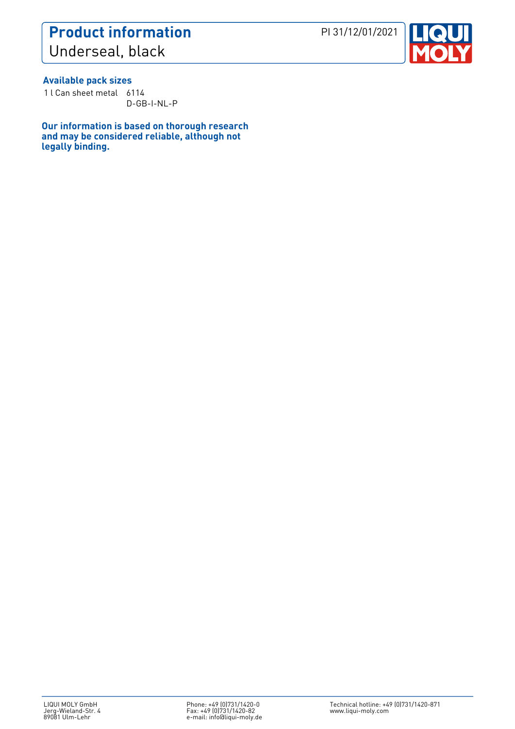# Product information

Underseal, black

PI 31/12/01/2021

### Available pack sizes

| | |
|---|---|
| 1 l Can sheet metal | 6114<br>D-GB-I-NL-P |

**Our information is based on thorough research and may be considered reliable, although not legally binding.**

LIQUI MOLY GmbH
Jerg-Wieland-Str. 4
89081 Ulm-Lehr

Phone: +49 (0)731/1420-0
Fax: +49 (0)731/1420-82
e-mail: info@liqui-moly.de

Technical hotline: +49 (0)731/1420-871
www.liqui-moly.com